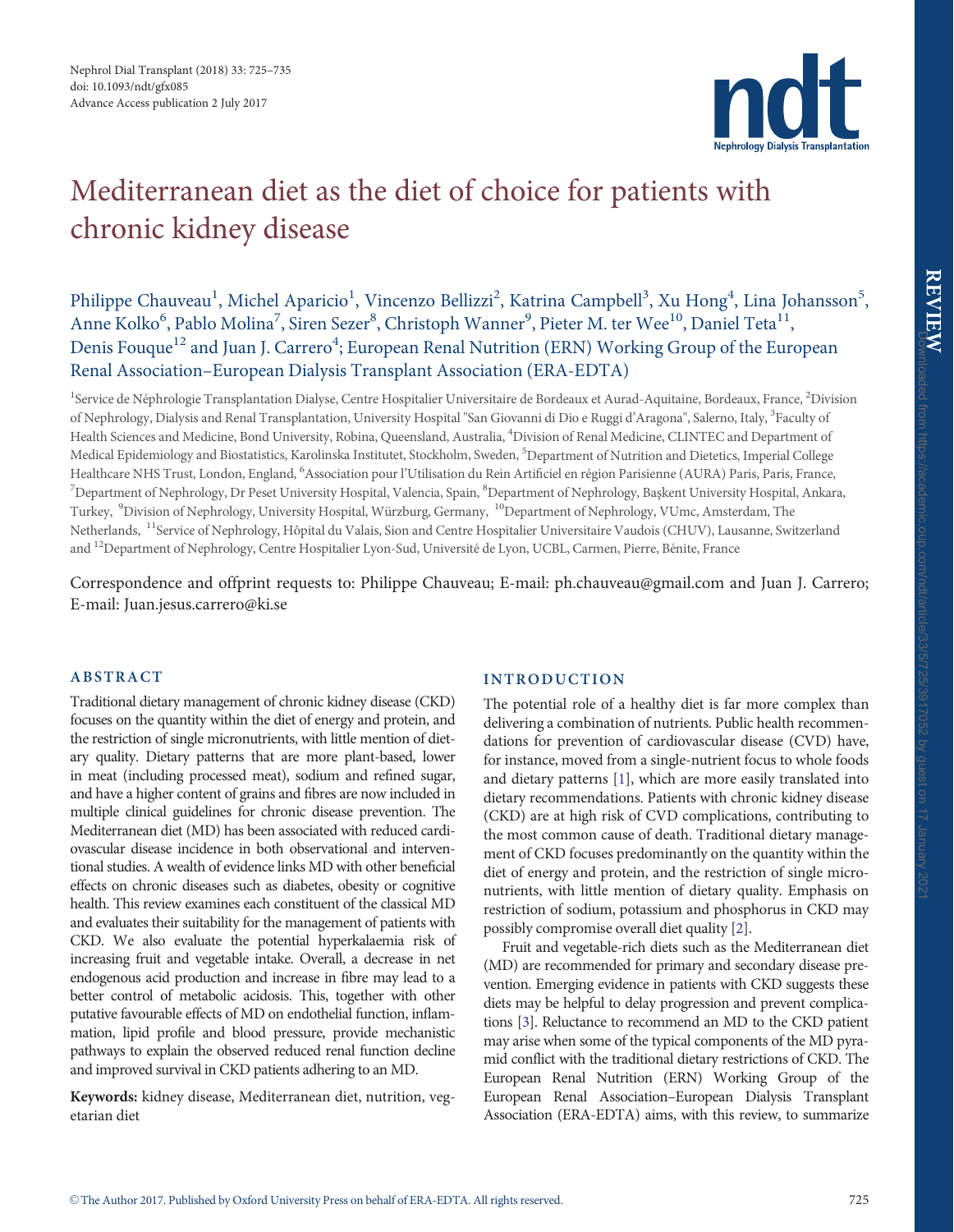# Mediterranean diet as the diet of choice for patients with chronic kidney disease

Philippe Chauveau[1], Michel Aparicio[1], Vincenzo Bellizzi[2], Katrina Campbell[3], Xu Hong[4], Lina Johansson[5], Anne Kolko[6], Pablo Molina[7], Siren Sezer[8], Christoph Wanner[9], Pieter M. ter Wee[10], Daniel Teta[11], Denis Fouque[12] and Juan J. Carrero[4]; European Renal Nutrition (ERN) Working Group of the European Renal Association–European Dialysis Transplant Association (ERA-EDTA)

[1]Service de Néphrologie Transplantation Dialyse, Centre Hospitalier Universitaire de Bordeaux et Aurad-Aquitaine, Bordeaux, France, [2]Division of Nephrology, Dialysis and Renal Transplantation, University Hospital "San Giovanni di Dio e Ruggi d'Aragona", Salerno, Italy, [3]Faculty of Health Sciences and Medicine, Bond University, Robina, Queensland, Australia, [4]Division of Renal Medicine, CLINTEC and Department of Medical Epidemiology and Biostatistics, Karolinska Institutet, Stockholm, Sweden, [5]Department of Nutrition and Dietetics, Imperial College Healthcare NHS Trust, London, England, [6]Association pour l'Utilisation du Rein Artificiel en région Parisienne (AURA) Paris, Paris, France, [7]Department of Nephrology, Dr Peset University Hospital, Valencia, Spain, [8]Department of Nephrology, Başkent University Hospital, Ankara, Turkey, [9]Division of Nephrology, University Hospital, Würzburg, Germany, [10]Department of Nephrology, VUmc, Amsterdam, The Netherlands, [11]Service of Nephrology, Hôpital du Valais, Sion and Centre Hospitalier Universitaire Vaudois (CHUV), Lausanne, Switzerland and [12]Department of Nephrology, Centre Hospitalier Lyon-Sud, Université de Lyon, UCBL, Carmen, Pierre, Bénite, France

Correspondence and offprint requests to: Philippe Chauveau; E-mail: ph.chauveau@gmail.com and Juan J. Carrero; E-mail: Juan.jesus.carrero@ki.se

## ABSTRACT

Traditional dietary management of chronic kidney disease (CKD) focuses on the quantity within the diet of energy and protein, and the restriction of single micronutrients, with little mention of dietary quality. Dietary patterns that are more plant-based, lower in meat (including processed meat), sodium and refined sugar, and have a higher content of grains and fibres are now included in multiple clinical guidelines for chronic disease prevention. The Mediterranean diet (MD) has been associated with reduced cardiovascular disease incidence in both observational and interventional studies. A wealth of evidence links MD with other beneficial effects on chronic diseases such as diabetes, obesity or cognitive health. This review examines each constituent of the classical MD and evaluates their suitability for the management of patients with CKD. We also evaluate the potential hyperkalaemia risk of increasing fruit and vegetable intake. Overall, a decrease in net endogenous acid production and increase in fibre may lead to a better control of metabolic acidosis. This, together with other putative favourable effects of MD on endothelial function, inflammation, lipid profile and blood pressure, provide mechanistic pathways to explain the observed reduced renal function decline and improved survival in CKD patients adhering to an MD.

**Keywords:** kidney disease, Mediterranean diet, nutrition, vegetarian diet

## INTRODUCTION

The potential role of a healthy diet is far more complex than delivering a combination of nutrients. Public health recommendations for prevention of cardiovascular disease (CVD) have, for instance, moved from a single-nutrient focus to whole foods and dietary patterns [1], which are more easily translated into dietary recommendations. Patients with chronic kidney disease (CKD) are at high risk of CVD complications, contributing to the most common cause of death. Traditional dietary management of CKD focuses predominantly on the quantity within the diet of energy and protein, and the restriction of single micronutrients, with little mention of dietary quality. Emphasis on restriction of sodium, potassium and phosphorus in CKD may possibly compromise overall diet quality [2].

Fruit and vegetable-rich diets such as the Mediterranean diet (MD) are recommended for primary and secondary disease prevention. Emerging evidence in patients with CKD suggests these diets may be helpful to delay progression and prevent complications [3]. Reluctance to recommend an MD to the CKD patient may arise when some of the typical components of the MD pyramid conflict with the traditional dietary restrictions of CKD. The European Renal Nutrition (ERN) Working Group of the European Renal Association–European Dialysis Transplant Association (ERA-EDTA) aims, with this review, to summarize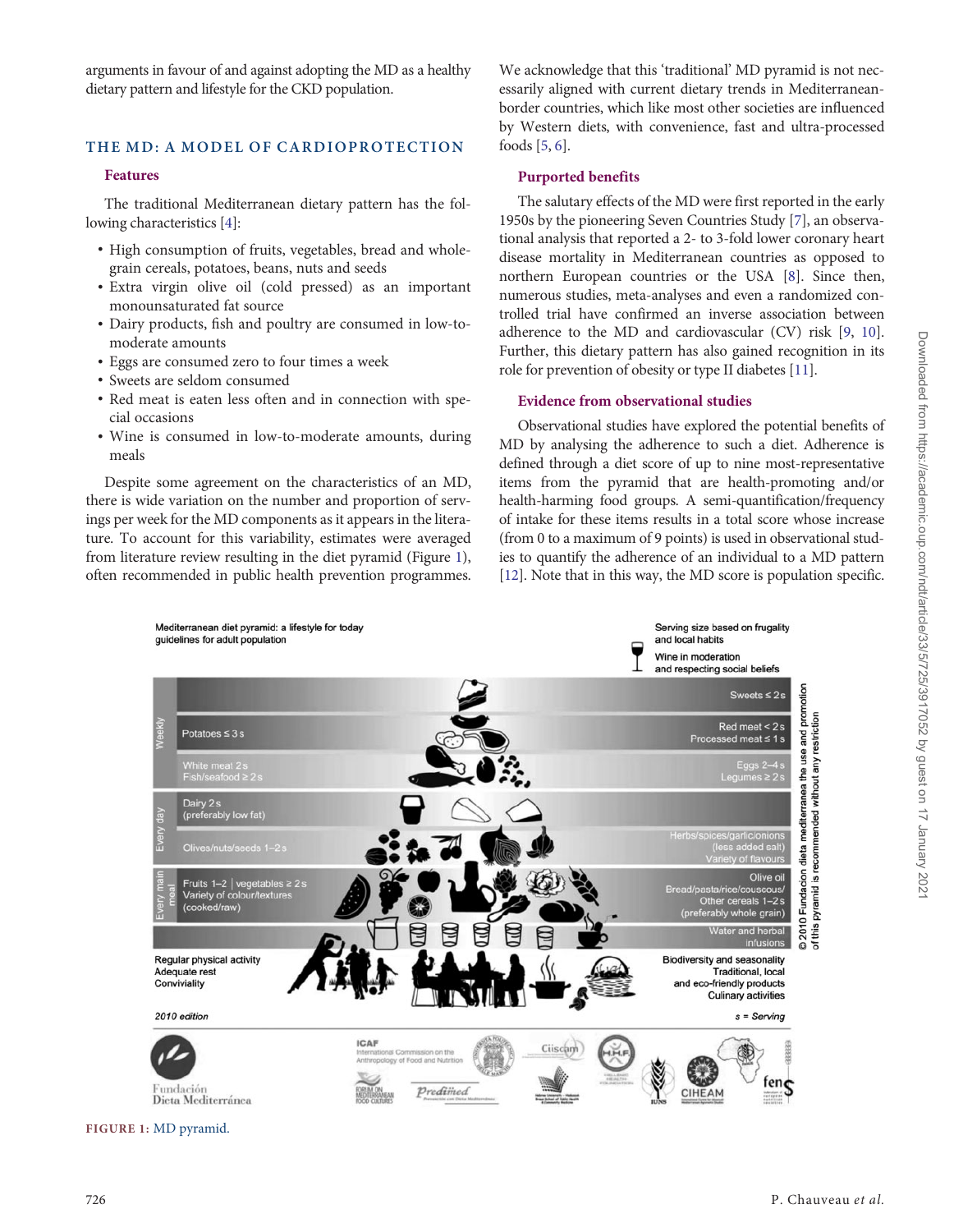arguments in favour of and against adopting the MD as a healthy dietary pattern and lifestyle for the CKD population.

## THE MD: A MODEL OF CARDIOPROTECTION

### Features

The traditional Mediterranean dietary pattern has the following characteristics [4]:

- High consumption of fruits, vegetables, bread and wholegrain cereals, potatoes, beans, nuts and seeds
- Extra virgin olive oil (cold pressed) as an important monounsaturated fat source
- Dairy products, fish and poultry are consumed in low-to-moderate amounts
- Eggs are consumed zero to four times a week
- Sweets are seldom consumed
- Red meat is eaten less often and in connection with special occasions
- Wine is consumed in low-to-moderate amounts, during meals

Despite some agreement on the characteristics of an MD, there is wide variation on the number and proportion of servings per week for the MD components as it appears in the literature. To account for this variability, estimates were averaged from literature review resulting in the diet pyramid (Figure 1), often recommended in public health prevention programmes. We acknowledge that this 'traditional' MD pyramid is not necessarily aligned with current dietary trends in Mediterranean-border countries, which like most other societies are influenced by Western diets, with convenience, fast and ultra-processed foods [5, 6].

### Purported benefits

The salutary effects of the MD were first reported in the early 1950s by the pioneering Seven Countries Study [7], an observational analysis that reported a 2- to 3-fold lower coronary heart disease mortality in Mediterranean countries as opposed to northern European countries or the USA [8]. Since then, numerous studies, meta-analyses and even a randomized controlled trial have confirmed an inverse association between adherence to the MD and cardiovascular (CV) risk [9, 10]. Further, this dietary pattern has also gained recognition in its role for prevention of obesity or type II diabetes [11].

### Evidence from observational studies

Observational studies have explored the potential benefits of MD by analysing the adherence to such a diet. Adherence is defined through a diet score of up to nine most-representative items from the pyramid that are health-promoting and/or health-harming food groups. A semi-quantification/frequency of intake for these items results in a total score whose increase (from 0 to a maximum of 9 points) is used in observational studies to quantify the adherence of an individual to a MD pattern [12]. Note that in this way, the MD score is population specific.

FIGURE 1: MD pyramid.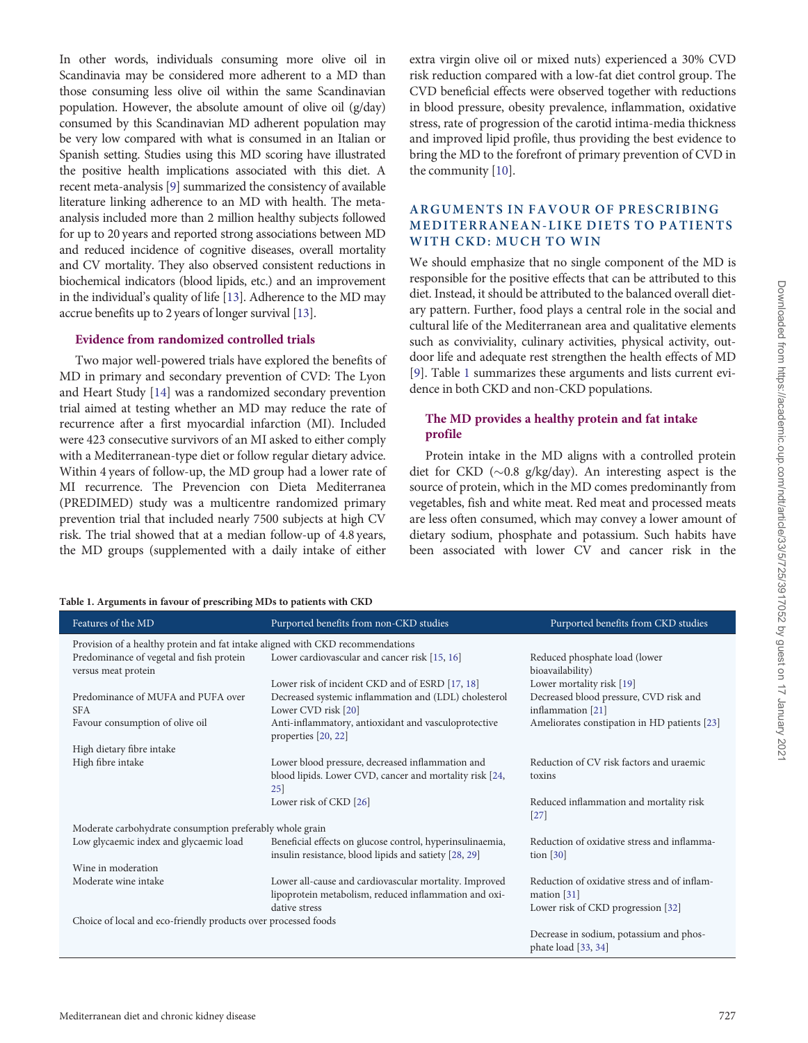In other words, individuals consuming more olive oil in Scandinavia may be considered more adherent to a MD than those consuming less olive oil within the same Scandinavian population. However, the absolute amount of olive oil (g/day) consumed by this Scandinavian MD adherent population may be very low compared with what is consumed in an Italian or Spanish setting. Studies using this MD scoring have illustrated the positive health implications associated with this diet. A recent meta-analysis [9] summarized the consistency of available literature linking adherence to an MD with health. The meta-analysis included more than 2 million healthy subjects followed for up to 20 years and reported strong associations between MD and reduced incidence of cognitive diseases, overall mortality and CV mortality. They also observed consistent reductions in biochemical indicators (blood lipids, etc.) and an improvement in the individual's quality of life [13]. Adherence to the MD may accrue benefits up to 2 years of longer survival [13].

### Evidence from randomized controlled trials

Two major well-powered trials have explored the benefits of MD in primary and secondary prevention of CVD: The Lyon and Heart Study [14] was a randomized secondary prevention trial aimed at testing whether an MD may reduce the rate of recurrence after a first myocardial infarction (MI). Included were 423 consecutive survivors of an MI asked to either comply with a Mediterranean-type diet or follow regular dietary advice. Within 4 years of follow-up, the MD group had a lower rate of MI recurrence. The Prevencion con Dieta Mediterranea (PREDIMED) study was a multicentre randomized primary prevention trial that included nearly 7500 subjects at high CV risk. The trial showed that at a median follow-up of 4.8 years, the MD groups (supplemented with a daily intake of either extra virgin olive oil or mixed nuts) experienced a 30% CVD risk reduction compared with a low-fat diet control group. The CVD beneficial effects were observed together with reductions in blood pressure, obesity prevalence, inflammation, oxidative stress, rate of progression of the carotid intima-media thickness and improved lipid profile, thus providing the best evidence to bring the MD to the forefront of primary prevention of CVD in the community [10].

## ARGUMENTS IN FAVOUR OF PRESCRIBING MEDITERRANEAN-LIKE DIETS TO PATIENTS WITH CKD: MUCH TO WIN

We should emphasize that no single component of the MD is responsible for the positive effects that can be attributed to this diet. Instead, it should be attributed to the balanced overall dietary pattern. Further, food plays a central role in the social and cultural life of the Mediterranean area and qualitative elements such as conviviality, culinary activities, physical activity, outdoor life and adequate rest strengthen the health effects of MD [9]. Table 1 summarizes these arguments and lists current evidence in both CKD and non-CKD populations.

### The MD provides a healthy protein and fat intake profile

Protein intake in the MD aligns with a controlled protein diet for CKD (∼0.8 g/kg/day). An interesting aspect is the source of protein, which in the MD comes predominantly from vegetables, fish and white meat. Red meat and processed meats are less often consumed, which may convey a lower amount of dietary sodium, phosphate and potassium. Such habits have been associated with lower CV and cancer risk in the

**Table 1. Arguments in favour of prescribing MDs to patients with CKD**

| Features of the MD | Purported benefits from non-CKD studies | Purported benefits from CKD studies |
|---|---|---|
| Provision of a healthy protein and fat intake aligned with CKD recommendations | | |
| Predominance of vegetal and fish protein versus meat protein | Lower cardiovascular and cancer risk [15, 16] | Reduced phosphate load (lower bioavailability) |
| | Lower risk of incident CKD and of ESRD [17, 18] | Lower mortality risk [19] |
| Predominance of MUFA and PUFA over SFA | Decreased systemic inflammation and (LDL) cholesterol<br>Lower CVD risk [20] | Decreased blood pressure, CVD risk and inflammation [21] |
| Favour consumption of olive oil | Anti-inflammatory, antioxidant and vasculoprotective properties [20, 22] | Ameliorates constipation in HD patients [23] |
| High dietary fibre intake | | |
| High fibre intake | Lower blood pressure, decreased inflammation and blood lipids. Lower CVD, cancer and mortality risk [24, 25] | Reduction of CV risk factors and uraemic toxins |
| | Lower risk of CKD [26] | Reduced inflammation and mortality risk [27] |
| Moderate carbohydrate consumption preferably whole grain | | |
| Low glycaemic index and glycaemic load | Beneficial effects on glucose control, hyperinsulinaemia, insulin resistance, blood lipids and satiety [28, 29] | Reduction of oxidative stress and inflammation [30] |
| Wine in moderation | | |
| Moderate wine intake | Lower all-cause and cardiovascular mortality. Improved lipoprotein metabolism, reduced inflammation and oxidative stress | Reduction of oxidative stress and of inflammation [31]<br>Lower risk of CKD progression [32] |
| Choice of local and eco-friendly products over processed foods | | |
| | | Decrease in sodium, potassium and phosphate load [33, 34] |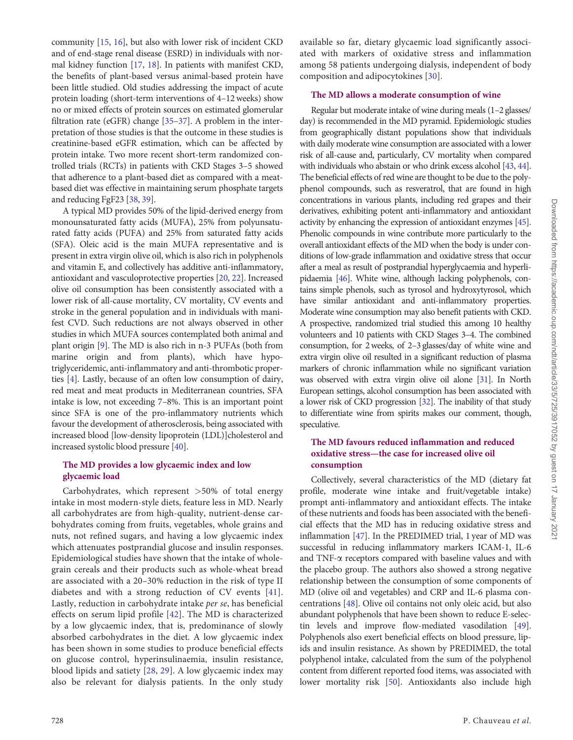community [15, 16], but also with lower risk of incident CKD and of end-stage renal disease (ESRD) in individuals with normal kidney function [17, 18]. In patients with manifest CKD, the benefits of plant-based versus animal-based protein have been little studied. Old studies addressing the impact of acute protein loading (short-term interventions of 4–12 weeks) show no or mixed effects of protein sources on estimated glomerular filtration rate (eGFR) change [35–37]. A problem in the interpretation of those studies is that the outcome in these studies is creatinine-based eGFR estimation, which can be affected by protein intake. Two more recent short-term randomized controlled trials (RCTs) in patients with CKD Stages 3–5 showed that adherence to a plant-based diet as compared with a meat-based diet was effective in maintaining serum phosphate targets and reducing FgF23 [38, 39].

A typical MD provides 50% of the lipid-derived energy from monounsaturated fatty acids (MUFA), 25% from polyunsaturated fatty acids (PUFA) and 25% from saturated fatty acids (SFA). Oleic acid is the main MUFA representative and is present in extra virgin olive oil, which is also rich in polyphenols and vitamin E, and collectively has additive anti-inflammatory, antioxidant and vasculoprotective properties [20, 22]. Increased olive oil consumption has been consistently associated with a lower risk of all-cause mortality, CV mortality, CV events and stroke in the general population and in individuals with manifest CVD. Such reductions are not always observed in other studies in which MUFA sources contemplated both animal and plant origin [9]. The MD is also rich in n-3 PUFAs (both from marine origin and from plants), which have hypotriglyceridemic, anti-inflammatory and anti-thrombotic properties [4]. Lastly, because of an often low consumption of dairy, red meat and meat products in Mediterranean countries, SFA intake is low, not exceeding 7–8%. This is an important point since SFA is one of the pro-inflammatory nutrients which favour the development of atherosclerosis, being associated with increased blood [low-density lipoprotein (LDL)]cholesterol and increased systolic blood pressure [40].

### The MD provides a low glycaemic index and low glycaemic load

Carbohydrates, which represent >50% of total energy intake in most modern-style diets, feature less in MD. Nearly all carbohydrates are from high-quality, nutrient-dense carbohydrates coming from fruits, vegetables, whole grains and nuts, not refined sugars, and having a low glycaemic index which attenuates postprandial glucose and insulin responses. Epidemiological studies have shown that the intake of whole-grain cereals and their products such as whole-wheat bread are associated with a 20–30% reduction in the risk of type II diabetes and with a strong reduction of CV events [41]. Lastly, reduction in carbohydrate intake *per se*, has beneficial effects on serum lipid profile [42]. The MD is characterized by a low glycaemic index, that is, predominance of slowly absorbed carbohydrates in the diet. A low glycaemic index has been shown in some studies to produce beneficial effects on glucose control, hyperinsulinaemia, insulin resistance, blood lipids and satiety [28, 29]. A low glycaemic index may also be relevant for dialysis patients. In the only study available so far, dietary glycaemic load significantly associated with markers of oxidative stress and inflammation among 58 patients undergoing dialysis, independent of body composition and adipocytokines [30].

### The MD allows a moderate consumption of wine

Regular but moderate intake of wine during meals (1–2 glasses/day) is recommended in the MD pyramid. Epidemiologic studies from geographically distant populations show that individuals with daily moderate wine consumption are associated with a lower risk of all-cause and, particularly, CV mortality when compared with individuals who abstain or who drink excess alcohol [43, 44]. The beneficial effects of red wine are thought to be due to the polyphenol compounds, such as resveratrol, that are found in high concentrations in various plants, including red grapes and their derivatives, exhibiting potent anti-inflammatory and antioxidant activity by enhancing the expression of antioxidant enzymes [45]. Phenolic compounds in wine contribute more particularly to the overall antioxidant effects of the MD when the body is under conditions of low-grade inflammation and oxidative stress that occur after a meal as result of postprandial hyperglycaemia and hyperlipidaemia [46]. White wine, although lacking polyphenols, contains simple phenols, such as tyrosol and hydroxytyrosol, which have similar antioxidant and anti-inflammatory properties. Moderate wine consumption may also benefit patients with CKD. A prospective, randomized trial studied this among 10 healthy volunteers and 10 patients with CKD Stages 3–4. The combined consumption, for 2 weeks, of 2–3 glasses/day of white wine and extra virgin olive oil resulted in a significant reduction of plasma markers of chronic inflammation while no significant variation was observed with extra virgin olive oil alone [31]. In North European settings, alcohol consumption has been associated with a lower risk of CKD progression [32]. The inability of that study to differentiate wine from spirits makes our comment, though, speculative.

### The MD favours reduced inflammation and reduced oxidative stress—the case for increased olive oil consumption

Collectively, several characteristics of the MD (dietary fat profile, moderate wine intake and fruit/vegetable intake) prompt anti-inflammatory and antioxidant effects. The intake of these nutrients and foods has been associated with the beneficial effects that the MD has in reducing oxidative stress and inflammation [47]. In the PREDIMED trial, 1 year of MD was successful in reducing inflammatory markers ICAM-1, IL-6 and TNF-α receptors compared with baseline values and with the placebo group. The authors also showed a strong negative relationship between the consumption of some components of MD (olive oil and vegetables) and CRP and IL-6 plasma concentrations [48]. Olive oil contains not only oleic acid, but also abundant polyphenols that have been shown to reduce E-selectin levels and improve flow-mediated vasodilation [49]. Polyphenols also exert beneficial effects on blood pressure, lipids and insulin resistance. As shown by PREDIMED, the total polyphenol intake, calculated from the sum of the polyphenol content from different reported food items, was associated with lower mortality risk [50]. Antioxidants also include high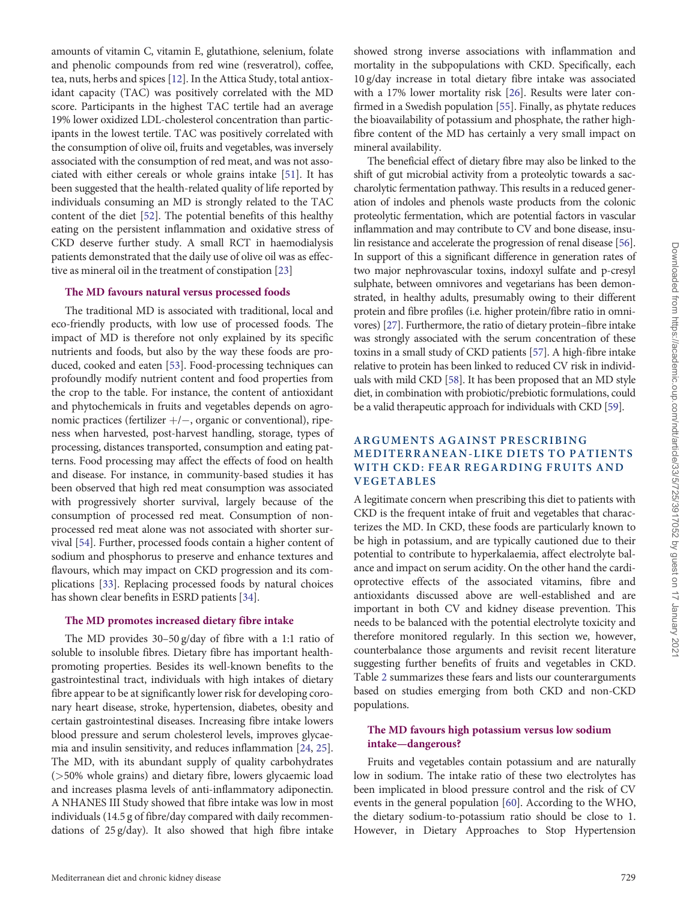amounts of vitamin C, vitamin E, glutathione, selenium, folate and phenolic compounds from red wine (resveratrol), coffee, tea, nuts, herbs and spices [12]. In the Attica Study, total antioxidant capacity (TAC) was positively correlated with the MD score. Participants in the highest TAC tertile had an average 19% lower oxidized LDL-cholesterol concentration than participants in the lowest tertile. TAC was positively correlated with the consumption of olive oil, fruits and vegetables, was inversely associated with the consumption of red meat, and was not associated with either cereals or whole grains intake [51]. It has been suggested that the health-related quality of life reported by individuals consuming an MD is strongly related to the TAC content of the diet [52]. The potential benefits of this healthy eating on the persistent inflammation and oxidative stress of CKD deserve further study. A small RCT in haemodialysis patients demonstrated that the daily use of olive oil was as effective as mineral oil in the treatment of constipation [23]

### The MD favours natural versus processed foods

The traditional MD is associated with traditional, local and eco-friendly products, with low use of processed foods. The impact of MD is therefore not only explained by its specific nutrients and foods, but also by the way these foods are produced, cooked and eaten [53]. Food-processing techniques can profoundly modify nutrient content and food properties from the crop to the table. For instance, the content of antioxidant and phytochemicals in fruits and vegetables depends on agronomic practices (fertilizer +/−, organic or conventional), ripeness when harvested, post-harvest handling, storage, types of processing, distances transported, consumption and eating patterns. Food processing may affect the effects of food on health and disease. For instance, in community-based studies it has been observed that high red meat consumption was associated with progressively shorter survival, largely because of the consumption of processed red meat. Consumption of non-processed red meat alone was not associated with shorter survival [54]. Further, processed foods contain a higher content of sodium and phosphorus to preserve and enhance textures and flavours, which may impact on CKD progression and its complications [33]. Replacing processed foods by natural choices has shown clear benefits in ESRD patients [34].

### The MD promotes increased dietary fibre intake

The MD provides 30–50 g/day of fibre with a 1:1 ratio of soluble to insoluble fibres. Dietary fibre has important health-promoting properties. Besides its well-known benefits to the gastrointestinal tract, individuals with high intakes of dietary fibre appear to be at significantly lower risk for developing coronary heart disease, stroke, hypertension, diabetes, obesity and certain gastrointestinal diseases. Increasing fibre intake lowers blood pressure and serum cholesterol levels, improves glycaemia and insulin sensitivity, and reduces inflammation [24, 25]. The MD, with its abundant supply of quality carbohydrates (>50% whole grains) and dietary fibre, lowers glycaemic load and increases plasma levels of anti-inflammatory adiponectin. A NHANES III Study showed that fibre intake was low in most individuals (14.5 g of fibre/day compared with daily recommendations of 25 g/day). It also showed that high fibre intake showed strong inverse associations with inflammation and mortality in the subpopulations with CKD. Specifically, each 10 g/day increase in total dietary fibre intake was associated with a 17% lower mortality risk [26]. Results were later confirmed in a Swedish population [55]. Finally, as phytate reduces the bioavailability of potassium and phosphate, the rather high-fibre content of the MD has certainly a very small impact on mineral availability.

The beneficial effect of dietary fibre may also be linked to the shift of gut microbial activity from a proteolytic towards a saccharolytic fermentation pathway. This results in a reduced generation of indoles and phenols waste products from the colonic proteolytic fermentation, which are potential factors in vascular inflammation and may contribute to CV and bone disease, insulin resistance and accelerate the progression of renal disease [56]. In support of this a significant difference in generation rates of two major nephrovascular toxins, indoxyl sulfate and p-cresyl sulphate, between omnivores and vegetarians has been demonstrated, in healthy adults, presumably owing to their different protein and fibre profiles (i.e. higher protein/fibre ratio in omnivores) [27]. Furthermore, the ratio of dietary protein–fibre intake was strongly associated with the serum concentration of these toxins in a small study of CKD patients [57]. A high-fibre intake relative to protein has been linked to reduced CV risk in individuals with mild CKD [58]. It has been proposed that an MD style diet, in combination with probiotic/prebiotic formulations, could be a valid therapeutic approach for individuals with CKD [59].

## ARGUMENTS AGAINST PRESCRIBING MEDITERRANEAN-LIKE DIETS TO PATIENTS WITH CKD: FEAR REGARDING FRUITS AND VEGETABLES

A legitimate concern when prescribing this diet to patients with CKD is the frequent intake of fruit and vegetables that characterizes the MD. In CKD, these foods are particularly known to be high in potassium, and are typically cautioned due to their potential to contribute to hyperkalaemia, affect electrolyte balance and impact on serum acidity. On the other hand the cardioprotective effects of the associated vitamins, fibre and antioxidants discussed above are well-established and are important in both CV and kidney disease prevention. This needs to be balanced with the potential electrolyte toxicity and therefore monitored regularly. In this section we, however, counterbalance those arguments and revisit recent literature suggesting further benefits of fruits and vegetables in CKD. Table 2 summarizes these fears and lists our counterarguments based on studies emerging from both CKD and non-CKD populations.

### The MD favours high potassium versus low sodium intake—dangerous?

Fruits and vegetables contain potassium and are naturally low in sodium. The intake ratio of these two electrolytes has been implicated in blood pressure control and the risk of CV events in the general population [60]. According to the WHO, the dietary sodium-to-potassium ratio should be close to 1. However, in Dietary Approaches to Stop Hypertension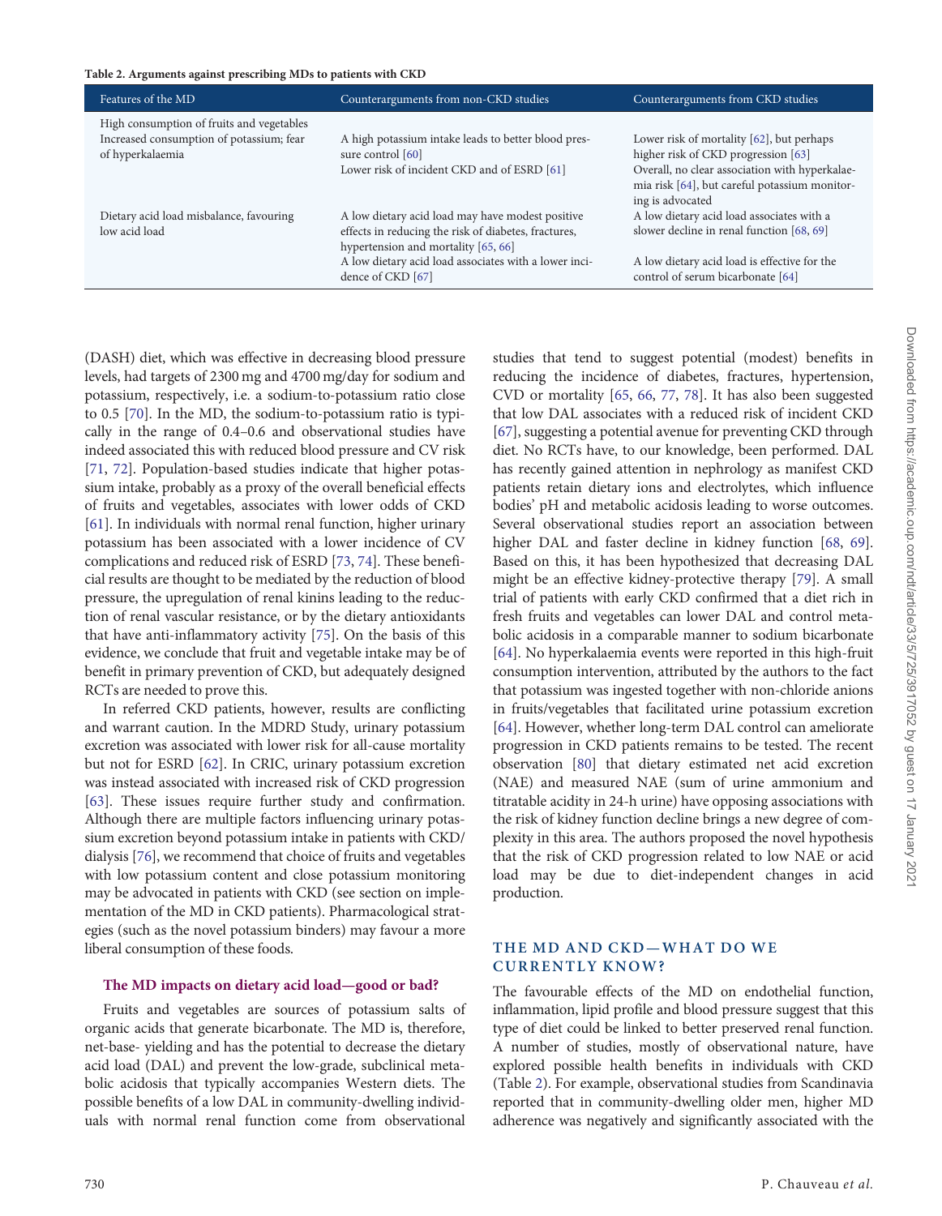**Table 2. Arguments against prescribing MDs to patients with CKD**

| Features of the MD | Counterarguments from non-CKD studies | Counterarguments from CKD studies |
| --- | --- | --- |
| High consumption of fruits and vegetables | | |
| Increased consumption of potassium; fear of hyperkalaemia | A high potassium intake leads to better blood pressure control [60] | Lower risk of mortality [62], but perhaps higher risk of CKD progression [63] |
| | Lower risk of incident CKD and of ESRD [61] | Overall, no clear association with hyperkalaemia risk [64], but careful potassium monitoring is advocated |
| Dietary acid load misbalance, favouring low acid load | A low dietary acid load may have modest positive effects in reducing the risk of diabetes, fractures, hypertension and mortality [65, 66] | A low dietary acid load associates with a slower decline in renal function [68, 69] |
| | A low dietary acid load associates with a lower incidence of CKD [67] | A low dietary acid load is effective for the control of serum bicarbonate [64] |

(DASH) diet, which was effective in decreasing blood pressure levels, had targets of 2300 mg and 4700 mg/day for sodium and potassium, respectively, i.e. a sodium-to-potassium ratio close to 0.5 [70]. In the MD, the sodium-to-potassium ratio is typically in the range of 0.4–0.6 and observational studies have indeed associated this with reduced blood pressure and CV risk [71, 72]. Population-based studies indicate that higher potassium intake, probably as a proxy of the overall beneficial effects of fruits and vegetables, associates with lower odds of CKD [61]. In individuals with normal renal function, higher urinary potassium has been associated with a lower incidence of CV complications and reduced risk of ESRD [73, 74]. These beneficial results are thought to be mediated by the reduction of blood pressure, the upregulation of renal kinins leading to the reduction of renal vascular resistance, or by the dietary antioxidants that have anti-inflammatory activity [75]. On the basis of this evidence, we conclude that fruit and vegetable intake may be of benefit in primary prevention of CKD, but adequately designed RCTs are needed to prove this.

In referred CKD patients, however, results are conflicting and warrant caution. In the MDRD Study, urinary potassium excretion was associated with lower risk for all-cause mortality but not for ESRD [62]. In CRIC, urinary potassium excretion was instead associated with increased risk of CKD progression [63]. These issues require further study and confirmation. Although there are multiple factors influencing urinary potassium excretion beyond potassium intake in patients with CKD/dialysis [76], we recommend that choice of fruits and vegetables with low potassium content and close potassium monitoring may be advocated in patients with CKD (see section on implementation of the MD in CKD patients). Pharmacological strategies (such as the novel potassium binders) may favour a more liberal consumption of these foods.

### The MD impacts on dietary acid load—good or bad?

Fruits and vegetables are sources of potassium salts of organic acids that generate bicarbonate. The MD is, therefore, net-base- yielding and has the potential to decrease the dietary acid load (DAL) and prevent the low-grade, subclinical metabolic acidosis that typically accompanies Western diets. The possible benefits of a low DAL in community-dwelling individuals with normal renal function come from observational studies that tend to suggest potential (modest) benefits in reducing the incidence of diabetes, fractures, hypertension, CVD or mortality [65, 66, 77, 78]. It has also been suggested that low DAL associates with a reduced risk of incident CKD [67], suggesting a potential avenue for preventing CKD through diet. No RCTs have, to our knowledge, been performed. DAL has recently gained attention in nephrology as manifest CKD patients retain dietary ions and electrolytes, which influence bodies' pH and metabolic acidosis leading to worse outcomes. Several observational studies report an association between higher DAL and faster decline in kidney function [68, 69]. Based on this, it has been hypothesized that decreasing DAL might be an effective kidney-protective therapy [79]. A small trial of patients with early CKD confirmed that a diet rich in fresh fruits and vegetables can lower DAL and control metabolic acidosis in a comparable manner to sodium bicarbonate [64]. No hyperkalaemia events were reported in this high-fruit consumption intervention, attributed by the authors to the fact that potassium was ingested together with non-chloride anions in fruits/vegetables that facilitated urine potassium excretion [64]. However, whether long-term DAL control can ameliorate progression in CKD patients remains to be tested. The recent observation [80] that dietary estimated net acid excretion (NAE) and measured NAE (sum of urine ammonium and titratable acidity in 24-h urine) have opposing associations with the risk of kidney function decline brings a new degree of complexity in this area. The authors proposed the novel hypothesis that the risk of CKD progression related to low NAE or acid load may be due to diet-independent changes in acid production.

## THE MD AND CKD—WHAT DO WE CURRENTLY KNOW?

The favourable effects of the MD on endothelial function, inflammation, lipid profile and blood pressure suggest that this type of diet could be linked to better preserved renal function. A number of studies, mostly of observational nature, have explored possible health benefits in individuals with CKD (Table 2). For example, observational studies from Scandinavia reported that in community-dwelling older men, higher MD adherence was negatively and significantly associated with the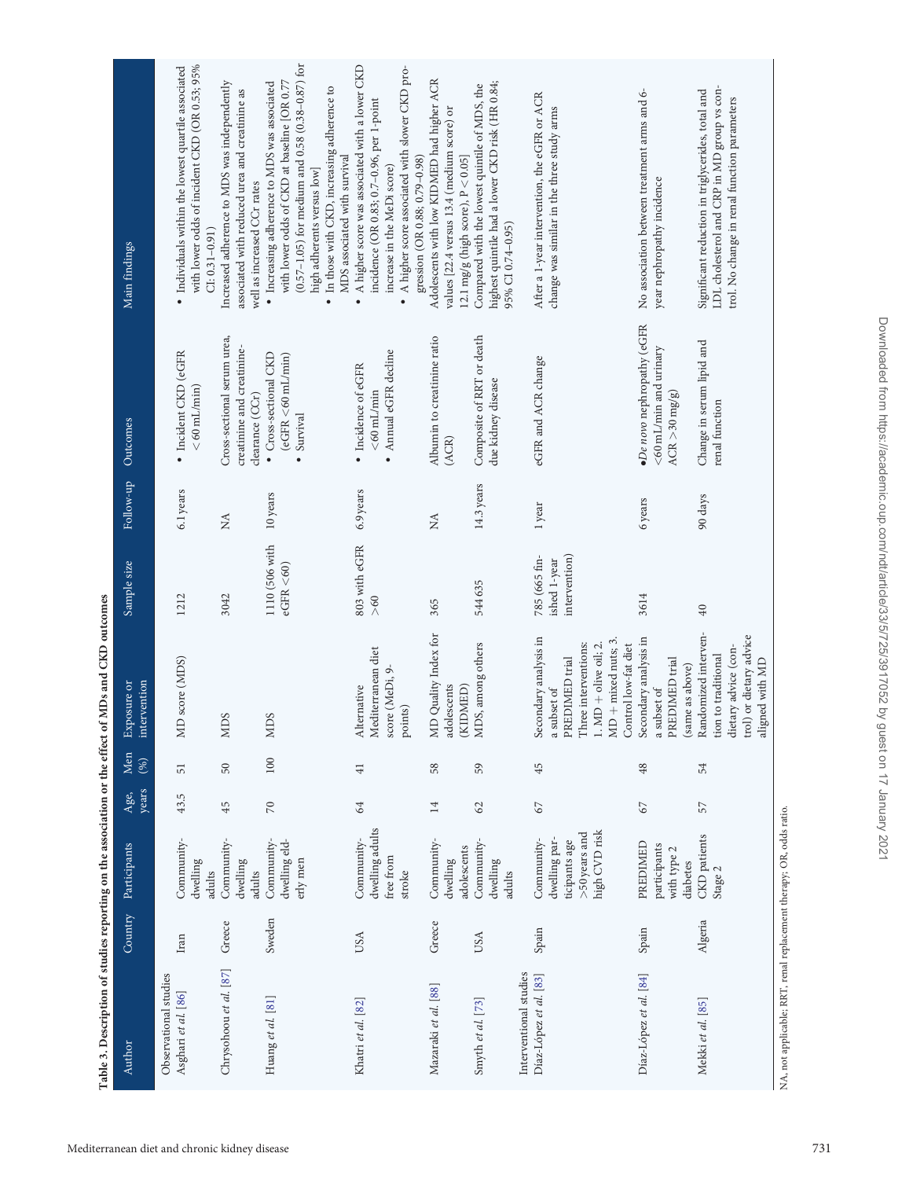**Table 3. Description of studies reporting on the association or the effect of MDs and CKD outcomes**

| Author | Country | Participants | Age, years | Men (%) | Exposure or intervention | Sample size | Follow-up | Outcomes | Main findings |
|---|---|---|---|---|---|---|---|---|---|
| Observational studies | | | | | | | | | |
| Asghari *et al.* [86] | Iran | Community-dwelling adults | 43.5 | 51 | MD score (MDS) | 1212 | 6.1 years | • Incident CKD (eGFR <60 mL/min) | • Individuals within the lowest quartile associated with lower odds of incident CKD (OR 0.53; 95% CI: 0.31–0.91) |
| Chrysohoou *et al.* [87] | Greece | Community-dwelling adults | 45 | 50 | MDS | 3042 | NA | Cross-sectional serum urea, creatinine and creatinine-clearance (CCr) | Increased adherence to MDS was independently associated with reduced urea and creatinine as well as increased CCr rates |
| Huang *et al.* [81] | Sweden | Community-dwelling elderly men | 70 | 100 | MDS | 1110 (506 with eGFR <60) | 10 years | • Cross-sectional CKD (eGFR <60 mL/min)<br>• Survival | • Increasing adherence to MDS was associated with lower odds of CKD at baseline [OR 0.77 (0.57–1.05) for medium and 0.58 (0.38–0.87) for high adherents versus low]<br>• In those with CKD, increasing adherence to MDS associated with survival |
| Khatri *et al.* [82] | USA | Community-dwelling adults free from stroke | 64 | 41 | Alternative Mediterranean diet score (MeDi, 9-points) | 803 with eGFR >60 | 6.9 years | • Incidence of eGFR <60 mL/min<br>• Annual eGFR decline | • A higher score was associated with a lower CKD incidence (OR 0.83; 0.7–0.96, per 1-point increase in the MeDi score)<br>• A higher score associated with slower CKD progression (OR 0.88; 0.79–0.98) |
| Mazaraki *et al.* [88] | Greece | Community-dwelling adolescents | 14 | 58 | MD Quality Index for adolescents (KIDMED) | 365 | NA | Albumin to creatinine ratio (ACR) | Adolescents with low KIDMED had higher ACR values [22.4 versus 13.4 (medium score) or 12.1 mg/g (high score), P < 0.05] |
| Smyth *et al.* [73] | USA | Community-dwelling adults | 62 | 59 | MDS, among others | 544 635 | 14.3 years | Composite of RRT or death due kidney disease | Compared with the lowest quintile of MDS, the highest quintile had a lower CKD risk (HR 0.84; 95% CI 0.74–0.95) |
| Interventional studies | | | | | | | | | |
| Díaz-López *et al.* [83] | Spain | Community-dwelling participants age >50 years and high CVD risk | 67 | 45 | Secondary analysis in a subset of PREDIMED trial<br>Three interventions: 1. MD + olive oil; 2. MD + mixed nuts; 3. Control low-fat diet | 785 (665 finished 1-year intervention) | 1 year | eGFR and ACR change | After a 1-year intervention, the eGFR or ACR change was similar in the three study arms |
| Díaz-López *et al.* [84] | Spain | PREDIMED participants with type 2 diabetes | 67 | 48 | Secondary analysis in a subset of PREDIMED trial (same as above) | 3614 | 6 years | •*De novo* nephropathy (eGFR <60 mL/min and urinary ACR >30 mg/g) | No association between treatment arms and 6-year nephropathy incidence |
| Mekki *et al.* [85] | Algeria | CKD patients Stage 2 | 57 | 54 | Randomized intervention to traditional dietary advice (control) or dietary advice aligned with MD | 40 | 90 days | Change in serum lipid and renal function | Significant reduction in triglycerides, total and LDL cholesterol and CRP in MD group vs control. No change in renal function parameters |

NA, not applicable; RRT, renal replacement therapy; OR, odds ratio.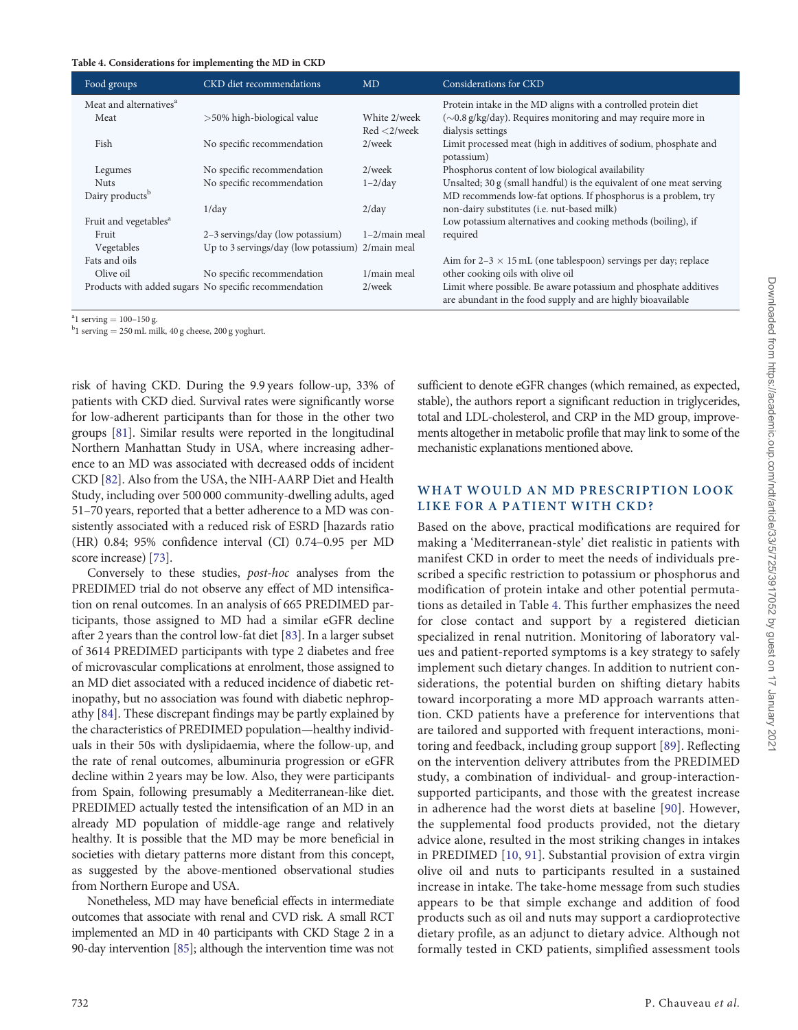**Table 4. Considerations for implementing the MD in CKD**

| Food groups | CKD diet recommendations | MD | Considerations for CKD |
|---|---|---|---|
| Meat and alternatives[a] | | | Protein intake in the MD aligns with a controlled protein diet |
| Meat | >50% high-biological value | White 2/week Red <2/week | (∼0.8 g/kg/day). Requires monitoring and may require more in dialysis settings |
| Fish | No specific recommendation | 2/week | Limit processed meat (high in additives of sodium, phosphate and potassium) |
| Legumes | No specific recommendation | 2/week | Phosphorus content of low biological availability |
| Nuts | No specific recommendation | 1–2/day | Unsalted; 30 g (small handful) is the equivalent of one meat serving |
| Dairy products[b] | | | MD recommends low-fat options. If phosphorus is a problem, try |
| | 1/day | 2/day | non-dairy substitutes (i.e. nut-based milk) |
| Fruit and vegetables[a] | | | Low potassium alternatives and cooking methods (boiling), if |
| Fruit | 2–3 servings/day (low potassium) | 1–2/main meal | required |
| Vegetables | Up to 3 servings/day (low potassium) | 2/main meal | |
| Fats and oils | | | Aim for 2–3 × 15 mL (one tablespoon) servings per day; replace |
| Olive oil | No specific recommendation | 1/main meal | other cooking oils with olive oil |
| Products with added sugars | No specific recommendation | 2/week | Limit where possible. Be aware potassium and phosphate additives are abundant in the food supply and are highly bioavailable |

[a]1 serving = 100–150 g.
[b]1 serving = 250 mL milk, 40 g cheese, 200 g yoghurt.

risk of having CKD. During the 9.9 years follow-up, 33% of patients with CKD died. Survival rates were significantly worse for low-adherent participants than for those in the other two groups [81]. Similar results were reported in the longitudinal Northern Manhattan Study in USA, where increasing adherence to an MD was associated with decreased odds of incident CKD [82]. Also from the USA, the NIH-AARP Diet and Health Study, including over 500 000 community-dwelling adults, aged 51–70 years, reported that a better adherence to a MD was consistently associated with a reduced risk of ESRD [hazards ratio (HR) 0.84; 95% confidence interval (CI) 0.74–0.95 per MD score increase) [73].

Conversely to these studies, *post-hoc* analyses from the PREDIMED trial do not observe any effect of MD intensification on renal outcomes. In an analysis of 665 PREDIMED participants, those assigned to MD had a similar eGFR decline after 2 years than the control low-fat diet [83]. In a larger subset of 3614 PREDIMED participants with type 2 diabetes and free of microvascular complications at enrolment, those assigned to an MD diet associated with a reduced incidence of diabetic retinopathy, but no association was found with diabetic nephropathy [84]. These discrepant findings may be partly explained by the characteristics of PREDIMED population—healthy individuals in their 50s with dyslipidaemia, where the follow-up, and the rate of renal outcomes, albuminuria progression or eGFR decline within 2 years may be low. Also, they were participants from Spain, following presumably a Mediterranean-like diet. PREDIMED actually tested the intensification of an MD in an already MD population of middle-age range and relatively healthy. It is possible that the MD may be more beneficial in societies with dietary patterns more distant from this concept, as suggested by the above-mentioned observational studies from Northern Europe and USA.

Nonetheless, MD may have beneficial effects in intermediate outcomes that associate with renal and CVD risk. A small RCT implemented an MD in 40 participants with CKD Stage 2 in a 90-day intervention [85]; although the intervention time was not sufficient to denote eGFR changes (which remained, as expected, stable), the authors report a significant reduction in triglycerides, total and LDL-cholesterol, and CRP in the MD group, improvements altogether in metabolic profile that may link to some of the mechanistic explanations mentioned above.

## WHAT WOULD AN MD PRESCRIPTION LOOK LIKE FOR A PATIENT WITH CKD?

Based on the above, practical modifications are required for making a 'Mediterranean-style' diet realistic in patients with manifest CKD in order to meet the needs of individuals prescribed a specific restriction to potassium or phosphorus and modification of protein intake and other potential permutations as detailed in Table 4. This further emphasizes the need for close contact and support by a registered dietician specialized in renal nutrition. Monitoring of laboratory values and patient-reported symptoms is a key strategy to safely implement such dietary changes. In addition to nutrient considerations, the potential burden on shifting dietary habits toward incorporating a more MD approach warrants attention. CKD patients have a preference for interventions that are tailored and supported with frequent interactions, monitoring and feedback, including group support [89]. Reflecting on the intervention delivery attributes from the PREDIMED study, a combination of individual- and group-interaction-supported participants, and those with the greatest increase in adherence had the worst diets at baseline [90]. However, the supplemental food products provided, not the dietary advice alone, resulted in the most striking changes in intakes in PREDIMED [10, 91]. Substantial provision of extra virgin olive oil and nuts to participants resulted in a sustained increase in intake. The take-home message from such studies appears to be that simple exchange and addition of food products such as oil and nuts may support a cardioprotective dietary profile, as an adjunct to dietary advice. Although not formally tested in CKD patients, simplified assessment tools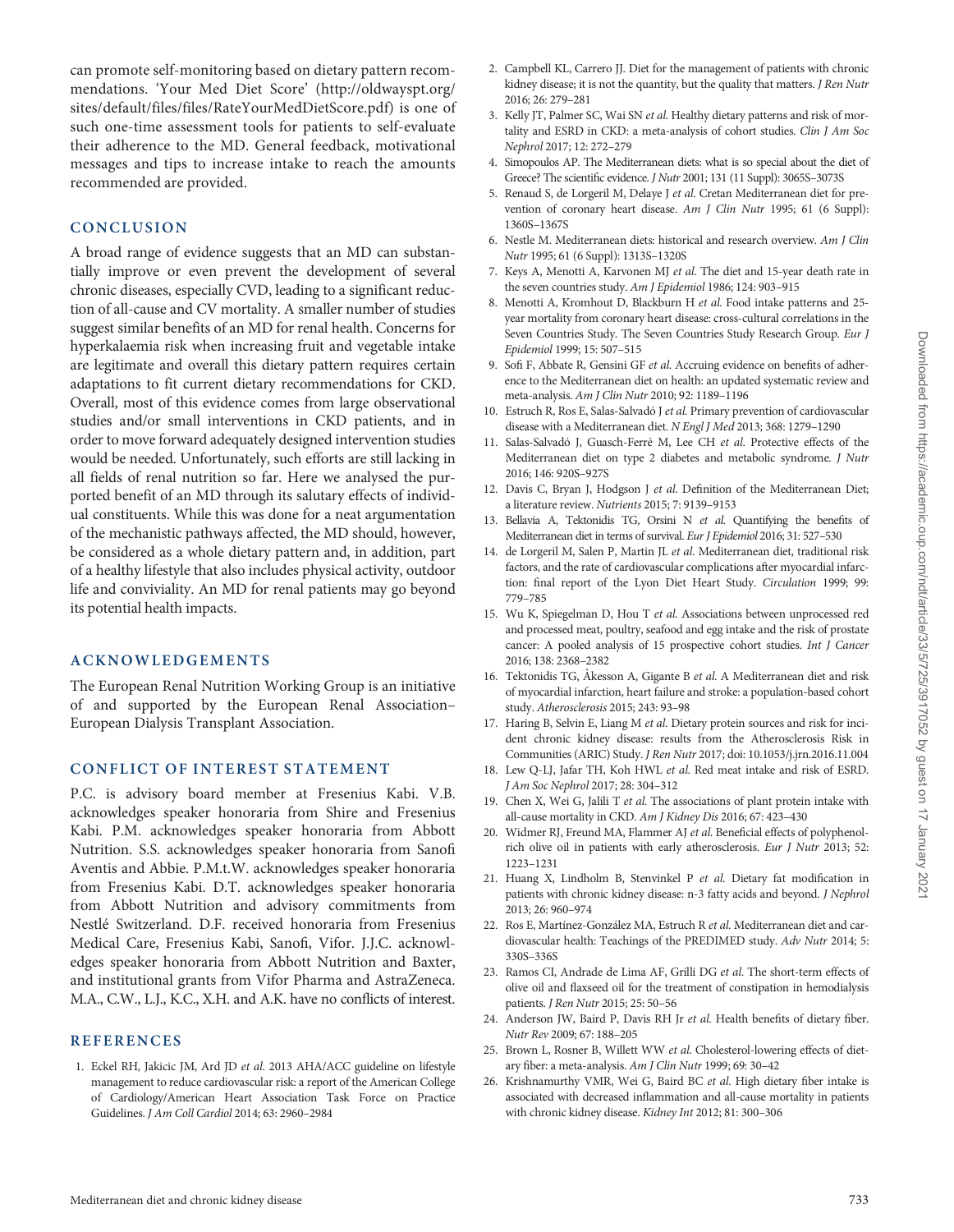can promote self-monitoring based on dietary pattern recommendations. 'Your Med Diet Score' (http://oldwayspt.org/sites/default/files/files/RateYourMedDietScore.pdf) is one of such one-time assessment tools for patients to self-evaluate their adherence to the MD. General feedback, motivational messages and tips to increase intake to reach the amounts recommended are provided.

## CONCLUSION

A broad range of evidence suggests that an MD can substantially improve or even prevent the development of several chronic diseases, especially CVD, leading to a significant reduction of all-cause and CV mortality. A smaller number of studies suggest similar benefits of an MD for renal health. Concerns for hyperkalaemia risk when increasing fruit and vegetable intake are legitimate and overall this dietary pattern requires certain adaptations to fit current dietary recommendations for CKD. Overall, most of this evidence comes from large observational studies and/or small interventions in CKD patients, and in order to move forward adequately designed intervention studies would be needed. Unfortunately, such efforts are still lacking in all fields of renal nutrition so far. Here we analysed the purported benefit of an MD through its salutary effects of individual constituents. While this was done for a neat argumentation of the mechanistic pathways affected, the MD should, however, be considered as a whole dietary pattern and, in addition, part of a healthy lifestyle that also includes physical activity, outdoor life and conviviality. An MD for renal patients may go beyond its potential health impacts.

## ACKNOWLEDGEMENTS

The European Renal Nutrition Working Group is an initiative of and supported by the European Renal Association–European Dialysis Transplant Association.

## CONFLICT OF INTEREST STATEMENT

P.C. is advisory board member at Fresenius Kabi. V.B. acknowledges speaker honoraria from Shire and Fresenius Kabi. P.M. acknowledges speaker honoraria from Abbott Nutrition. S.S. acknowledges speaker honoraria from Sanofi Aventis and Abbie. P.M.t.W. acknowledges speaker honoraria from Fresenius Kabi. D.T. acknowledges speaker honoraria from Abbott Nutrition and advisory commitments from Nestlé Switzerland. D.F. received honoraria from Fresenius Medical Care, Fresenius Kabi, Sanofi, Vifor. J.J.C. acknowledges speaker honoraria from Abbott Nutrition and Baxter, and institutional grants from Vifor Pharma and AstraZeneca. M.A., C.W., L.J., K.C., X.H. and A.K. have no conflicts of interest.

## REFERENCES

1. Eckel RH, Jakicic JM, Ard JD *et al.* 2013 AHA/ACC guideline on lifestyle management to reduce cardiovascular risk: a report of the American College of Cardiology/American Heart Association Task Force on Practice Guidelines. *J Am Coll Cardiol* 2014; 63: 2960–2984
2. Campbell KL, Carrero JJ. Diet for the management of patients with chronic kidney disease; it is not the quantity, but the quality that matters. *J Ren Nutr* 2016; 26: 279–281
3. Kelly JT, Palmer SC, Wai SN *et al.* Healthy dietary patterns and risk of mortality and ESRD in CKD: a meta-analysis of cohort studies. *Clin J Am Soc Nephrol* 2017; 12: 272–279
4. Simopoulos AP. The Mediterranean diets: what is so special about the diet of Greece? The scientific evidence. *J Nutr* 2001; 131 (11 Suppl): 3065S–3073S
5. Renaud S, de Lorgeril M, Delaye J *et al.* Cretan Mediterranean diet for prevention of coronary heart disease. *Am J Clin Nutr* 1995; 61 (6 Suppl): 1360S–1367S
6. Nestle M. Mediterranean diets: historical and research overview. *Am J Clin Nutr* 1995; 61 (6 Suppl): 1313S–1320S
7. Keys A, Menotti A, Karvonen MJ *et al.* The diet and 15-year death rate in the seven countries study. *Am J Epidemiol* 1986; 124: 903–915
8. Menotti A, Kromhout D, Blackburn H *et al.* Food intake patterns and 25-year mortality from coronary heart disease: cross-cultural correlations in the Seven Countries Study. The Seven Countries Study Research Group. *Eur J Epidemiol* 1999; 15: 507–515
9. Sofi F, Abbate R, Gensini GF *et al.* Accruing evidence on benefits of adherence to the Mediterranean diet on health: an updated systematic review and meta-analysis. *Am J Clin Nutr* 2010; 92: 1189–1196
10. Estruch R, Ros E, Salas-Salvadó J *et al.* Primary prevention of cardiovascular disease with a Mediterranean diet. *N Engl J Med* 2013; 368: 1279–1290
11. Salas-Salvadó J, Guasch-Ferré M, Lee CH *et al.* Protective effects of the Mediterranean diet on type 2 diabetes and metabolic syndrome. *J Nutr* 2016; 146: 920S–927S
12. Davis C, Bryan J, Hodgson J *et al.* Definition of the Mediterranean Diet; a literature review. *Nutrients* 2015; 7: 9139–9153
13. Bellavia A, Tektonidis TG, Orsini N *et al.* Quantifying the benefits of Mediterranean diet in terms of survival. *Eur J Epidemiol* 2016; 31: 527–530
14. de Lorgeril M, Salen P, Martin JL *et al.* Mediterranean diet, traditional risk factors, and the rate of cardiovascular complications after myocardial infarction: final report of the Lyon Diet Heart Study. *Circulation* 1999; 99: 779–785
15. Wu K, Spiegelman D, Hou T *et al.* Associations between unprocessed red and processed meat, poultry, seafood and egg intake and the risk of prostate cancer: A pooled analysis of 15 prospective cohort studies. *Int J Cancer* 2016; 138: 2368–2382
16. Tektonidis TG, Åkesson A, Gigante B *et al.* A Mediterranean diet and risk of myocardial infarction, heart failure and stroke: a population-based cohort study. *Atherosclerosis* 2015; 243: 93–98
17. Haring B, Selvin E, Liang M *et al.* Dietary protein sources and risk for incident chronic kidney disease: results from the Atherosclerosis Risk in Communities (ARIC) Study. *J Ren Nutr* 2017; doi: 10.1053/j.jrn.2016.11.004
18. Lew Q-LJ, Jafar TH, Koh HWL *et al.* Red meat intake and risk of ESRD. *J Am Soc Nephrol* 2017; 28: 304–312
19. Chen X, Wei G, Jalili T *et al.* The associations of plant protein intake with all-cause mortality in CKD. *Am J Kidney Dis* 2016; 67: 423–430
20. Widmer RJ, Freund MA, Flammer AJ *et al.* Beneficial effects of polyphenol-rich olive oil in patients with early atherosclerosis. *Eur J Nutr* 2013; 52: 1223–1231
21. Huang X, Lindholm B, Stenvinkel P *et al.* Dietary fat modification in patients with chronic kidney disease: n-3 fatty acids and beyond. *J Nephrol* 2013; 26: 960–974
22. Ros E, Martínez-González MA, Estruch R *et al.* Mediterranean diet and cardiovascular health: Teachings of the PREDIMED study. *Adv Nutr* 2014; 5: 330S–336S
23. Ramos CI, Andrade de Lima AF, Grilli DG *et al.* The short-term effects of olive oil and flaxseed oil for the treatment of constipation in hemodialysis patients. *J Ren Nutr* 2015; 25: 50–56
24. Anderson JW, Baird P, Davis RH Jr *et al.* Health benefits of dietary fiber. *Nutr Rev* 2009; 67: 188–205
25. Brown L, Rosner B, Willett WW *et al.* Cholesterol-lowering effects of dietary fiber: a meta-analysis. *Am J Clin Nutr* 1999; 69: 30–42
26. Krishnamurthy VMR, Wei G, Baird BC *et al.* High dietary fiber intake is associated with decreased inflammation and all-cause mortality in patients with chronic kidney disease. *Kidney Int* 2012; 81: 300–306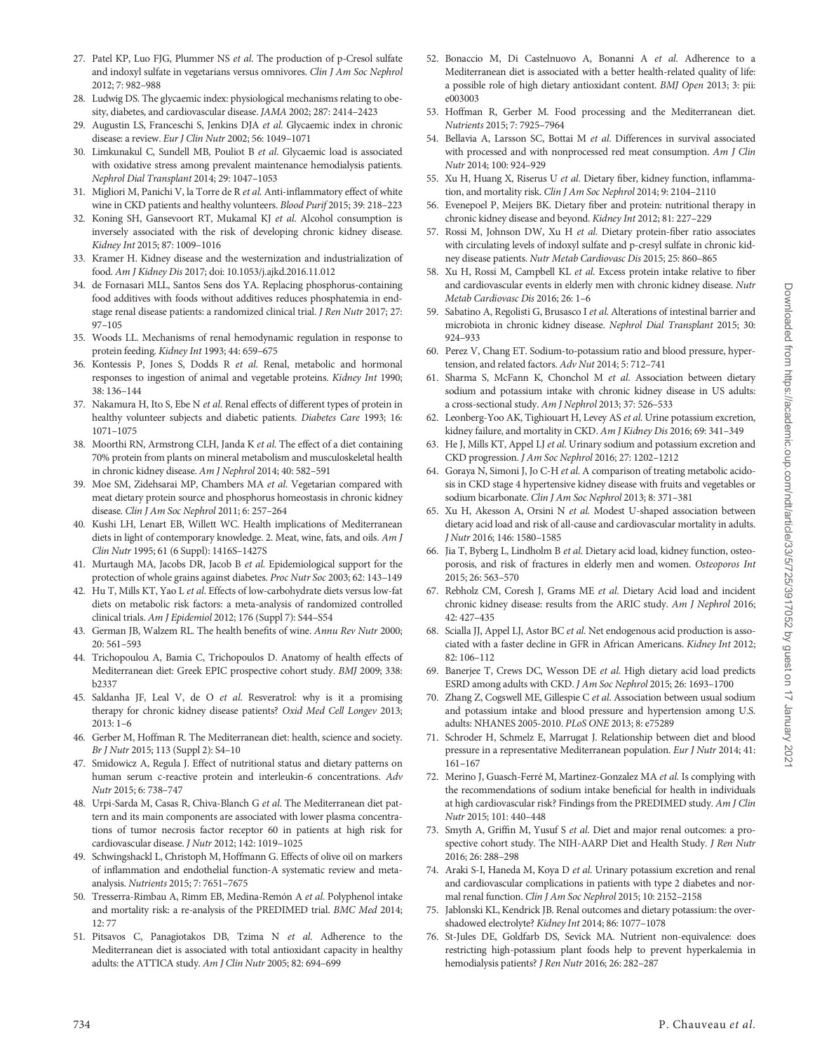27. Patel KP, Luo FJG, Plummer NS *et al*. The production of p-Cresol sulfate and indoxyl sulfate in vegetarians versus omnivores. *Clin J Am Soc Nephrol* 2012; 7: 982–988
28. Ludwig DS. The glycaemic index: physiological mechanisms relating to obesity, diabetes, and cardiovascular disease. *JAMA* 2002; 287: 2414–2423
29. Augustin LS, Franceschi S, Jenkins DJA *et al*. Glycaemic index in chronic disease: a review. *Eur J Clin Nutr* 2002; 56: 1049–1071
30. Limkunakul C, Sundell MB, Pouliot B *et al*. Glycaemic load is associated with oxidative stress among prevalent maintenance hemodialysis patients. *Nephrol Dial Transplant* 2014; 29: 1047–1053
31. Migliori M, Panichi V, la Torre de R *et al*. Anti-inflammatory effect of white wine in CKD patients and healthy volunteers. *Blood Purif* 2015; 39: 218–223
32. Koning SH, Gansevoort RT, Mukamal KJ *et al*. Alcohol consumption is inversely associated with the risk of developing chronic kidney disease. *Kidney Int* 2015; 87: 1009–1016
33. Kramer H. Kidney disease and the westernization and industrialization of food. *Am J Kidney Dis* 2017; doi: 10.1053/j.ajkd.2016.11.012
34. de Fornasari MLL, Santos Sens dos YA. Replacing phosphorus-containing food additives with foods without additives reduces phosphatemia in end-stage renal disease patients: a randomized clinical trial. *J Ren Nutr* 2017; 27: 97–105
35. Woods LL. Mechanisms of renal hemodynamic regulation in response to protein feeding. *Kidney Int* 1993; 44: 659–675
36. Kontessis P, Jones S, Dodds R *et al*. Renal, metabolic and hormonal responses to ingestion of animal and vegetable proteins. *Kidney Int* 1990; 38: 136–144
37. Nakamura H, Ito S, Ebe N *et al*. Renal effects of different types of protein in healthy volunteer subjects and diabetic patients. *Diabetes Care* 1993; 16: 1071–1075
38. Moorthi RN, Armstrong CLH, Janda K *et al*. The effect of a diet containing 70% protein from plants on mineral metabolism and musculoskeletal health in chronic kidney disease. *Am J Nephrol* 2014; 40: 582–591
39. Moe SM, Zidehsarai MP, Chambers MA *et al*. Vegetarian compared with meat dietary protein source and phosphorus homeostasis in chronic kidney disease. *Clin J Am Soc Nephrol* 2011; 6: 257–264
40. Kushi LH, Lenart EB, Willett WC. Health implications of Mediterranean diets in light of contemporary knowledge. 2. Meat, wine, fats, and oils. *Am J Clin Nutr* 1995; 61 (6 Suppl): 1416S–1427S
41. Murtaugh MA, Jacobs DR, Jacob B *et al*. Epidemiological support for the protection of whole grains against diabetes. *Proc Nutr Soc* 2003; 62: 143–149
42. Hu T, Mills KT, Yao L *et al*. Effects of low-carbohydrate diets versus low-fat diets on metabolic risk factors: a meta-analysis of randomized controlled clinical trials. *Am J Epidemiol* 2012; 176 (Suppl 7): S44–S54
43. German JB, Walzem RL. The health benefits of wine. *Annu Rev Nutr* 2000; 20: 561–593
44. Trichopoulou A, Bamia C, Trichopoulos D. Anatomy of health effects of Mediterranean diet: Greek EPIC prospective cohort study. *BMJ* 2009; 338: b2337
45. Saldanha JF, Leal V, de O *et al*. Resveratrol: why is it a promising therapy for chronic kidney disease patients? *Oxid Med Cell Longev* 2013; 2013: 1–6
46. Gerber M, Hoffman R. The Mediterranean diet: health, science and society. *Br J Nutr* 2015; 113 (Suppl 2): S4–10
47. Smidowicz A, Regula J. Effect of nutritional status and dietary patterns on human serum c-reactive protein and interleukin-6 concentrations. *Adv Nutr* 2015; 6: 738–747
48. Urpi-Sarda M, Casas R, Chiva-Blanch G *et al*. The Mediterranean diet pattern and its main components are associated with lower plasma concentrations of tumor necrosis factor receptor 60 in patients at high risk for cardiovascular disease. *J Nutr* 2012; 142: 1019–1025
49. Schwingshackl L, Christoph M, Hoffmann G. Effects of olive oil on markers of inflammation and endothelial function-A systematic review and meta-analysis. *Nutrients* 2015; 7: 7651–7675
50. Tresserra-Rimbau A, Rimm EB, Medina-Remón A *et al*. Polyphenol intake and mortality risk: a re-analysis of the PREDIMED trial. *BMC Med* 2014; 12: 77
51. Pitsavos C, Panagiotakos DB, Tzima N *et al*. Adherence to the Mediterranean diet is associated with total antioxidant capacity in healthy adults: the ATTICA study. *Am J Clin Nutr* 2005; 82: 694–699
52. Bonaccio M, Di Castelnuovo A, Bonanni A *et al*. Adherence to a Mediterranean diet is associated with a better health-related quality of life: a possible role of high dietary antioxidant content. *BMJ Open* 2013; 3: pii: e003003
53. Hoffman R, Gerber M. Food processing and the Mediterranean diet. *Nutrients* 2015; 7: 7925–7964
54. Bellavia A, Larsson SC, Bottai M *et al*. Differences in survival associated with processed and with nonprocessed red meat consumption. *Am J Clin Nutr* 2014; 100: 924–929
55. Xu H, Huang X, Riserus U *et al*. Dietary fiber, kidney function, inflammation, and mortality risk. *Clin J Am Soc Nephrol* 2014; 9: 2104–2110
56. Evenepoel P, Meijers BK. Dietary fiber and protein: nutritional therapy in chronic kidney disease and beyond. *Kidney Int* 2012; 81: 227–229
57. Rossi M, Johnson DW, Xu H *et al*. Dietary protein-fiber ratio associates with circulating levels of indoxyl sulfate and p-cresyl sulfate in chronic kidney disease patients. *Nutr Metab Cardiovasc Dis* 2015; 25: 860–865
58. Xu H, Rossi M, Campbell KL *et al*. Excess protein intake relative to fiber and cardiovascular events in elderly men with chronic kidney disease. *Nutr Metab Cardiovasc Dis* 2016; 26: 1–6
59. Sabatino A, Regolisti G, Brusasco I *et al*. Alterations of intestinal barrier and microbiota in chronic kidney disease. *Nephrol Dial Transplant* 2015; 30: 924–933
60. Perez V, Chang ET. Sodium-to-potassium ratio and blood pressure, hypertension, and related factors. *Adv Nut* 2014; 5: 712–741
61. Sharma S, McFann K, Chonchol M *et al*. Association between dietary sodium and potassium intake with chronic kidney disease in US adults: a cross-sectional study. *Am J Nephrol* 2013; 37: 526–533
62. Leonberg-Yoo AK, Tighiouart H, Levey AS *et al*. Urine potassium excretion, kidney failure, and mortality in CKD. *Am J Kidney Dis* 2016; 69: 341–349
63. He J, Mills KT, Appel LJ *et al*. Urinary sodium and potassium excretion and CKD progression. *J Am Soc Nephrol* 2016; 27: 1202–1212
64. Goraya N, Simoni J, Jo C-H *et al*. A comparison of treating metabolic acidosis in CKD stage 4 hypertensive kidney disease with fruits and vegetables or sodium bicarbonate. *Clin J Am Soc Nephrol* 2013; 8: 371–381
65. Xu H, Akesson A, Orsini N *et al*. Modest U-shaped association between dietary acid load and risk of all-cause and cardiovascular mortality in adults. *J Nutr* 2016; 146: 1580–1585
66. Jia T, Byberg L, Lindholm B *et al*. Dietary acid load, kidney function, osteoporosis, and risk of fractures in elderly men and women. *Osteoporos Int* 2015; 26: 563–570
67. Rebholz CM, Coresh J, Grams ME *et al*. Dietary Acid load and incident chronic kidney disease: results from the ARIC study. *Am J Nephrol* 2016; 42: 427–435
68. Scialla JJ, Appel LJ, Astor BC *et al*. Net endogenous acid production is associated with a faster decline in GFR in African Americans. *Kidney Int* 2012; 82: 106–112
69. Banerjee T, Crews DC, Wesson DE *et al*. High dietary acid load predicts ESRD among adults with CKD. *J Am Soc Nephrol* 2015; 26: 1693–1700
70. Zhang Z, Cogswell ME, Gillespie C *et al*. Association between usual sodium and potassium intake and blood pressure and hypertension among U.S. adults: NHANES 2005-2010. *PLoS ONE* 2013; 8: e75289
71. Schroder H, Schmelz E, Marrugat J. Relationship between diet and blood pressure in a representative Mediterranean population. *Eur J Nutr* 2014; 41: 161–167
72. Merino J, Guasch-Ferré M, Martinez-Gonzalez MA *et al*. Is complying with the recommendations of sodium intake beneficial for health in individuals at high cardiovascular risk? Findings from the PREDIMED study. *Am J Clin Nutr* 2015; 101: 440–448
73. Smyth A, Griffin M, Yusuf S *et al*. Diet and major renal outcomes: a prospective cohort study. The NIH-AARP Diet and Health Study. *J Ren Nutr* 2016; 26: 288–298
74. Araki S-I, Haneda M, Koya D *et al*. Urinary potassium excretion and renal and cardiovascular complications in patients with type 2 diabetes and normal renal function. *Clin J Am Soc Nephrol* 2015; 10: 2152–2158
75. Jablonski KL, Kendrick JB. Renal outcomes and dietary potassium: the overshadowed electrolyte? *Kidney Int* 2014; 86: 1077–1078
76. St-Jules DE, Goldfarb DS, Sevick MA. Nutrient non-equivalence: does restricting high-potassium plant foods help to prevent hyperkalemia in hemodialysis patients? *J Ren Nutr* 2016; 26: 282–287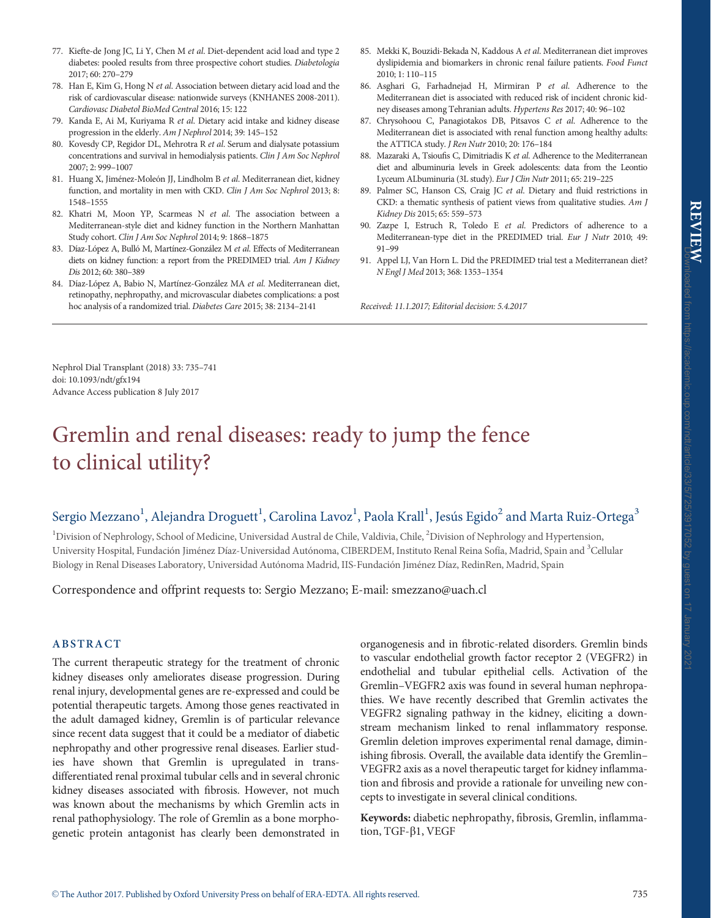77. Kiefte-de Jong JC, Li Y, Chen M *et al*. Diet-dependent acid load and type 2 diabetes: pooled results from three prospective cohort studies. *Diabetologia* 2017; 60: 270–279
78. Han E, Kim G, Hong N *et al*. Association between dietary acid load and the risk of cardiovascular disease: nationwide surveys (KNHANES 2008-2011). *Cardiovasc Diabetol BioMed Central* 2016; 15: 122
79. Kanda E, Ai M, Kuriyama R *et al*. Dietary acid intake and kidney disease progression in the elderly. *Am J Nephrol* 2014; 39: 145–152
80. Kovesdy CP, Regidor DL, Mehrotra R *et al*. Serum and dialysate potassium concentrations and survival in hemodialysis patients. *Clin J Am Soc Nephrol* 2007; 2: 999–1007
81. Huang X, Jiménez-Moleón JJ, Lindholm B *et al*. Mediterranean diet, kidney function, and mortality in men with CKD. *Clin J Am Soc Nephrol* 2013; 8: 1548–1555
82. Khatri M, Moon YP, Scarmeas N *et al*. The association between a Mediterranean-style diet and kidney function in the Northern Manhattan Study cohort. *Clin J Am Soc Nephrol* 2014; 9: 1868–1875
83. Díaz-López A, Bulló M, Martínez-González M *et al*. Effects of Mediterranean diets on kidney function: a report from the PREDIMED trial. *Am J Kidney Dis* 2012; 60: 380–389
84. Díaz-López A, Babio N, Martínez-González MA *et al*. Mediterranean diet, retinopathy, nephropathy, and microvascular diabetes complications: a post hoc analysis of a randomized trial. *Diabetes Care* 2015; 38: 2134–2141
85. Mekki K, Bouzidi-Bekada N, Kaddous A *et al*. Mediterranean diet improves dyslipidemia and biomarkers in chronic renal failure patients. *Food Funct* 2010; 1: 110–115
86. Asghari G, Farhadnejad H, Mirmiran P *et al*. Adherence to the Mediterranean diet is associated with reduced risk of incident chronic kidney diseases among Tehranian adults. *Hypertens Res* 2017; 40: 96–102
87. Chrysohoou C, Panagiotakos DB, Pitsavos C *et al*. Adherence to the Mediterranean diet is associated with renal function among healthy adults: the ATTICA study. *J Ren Nutr* 2010; 20: 176–184
88. Mazaraki A, Tsioufis C, Dimitriadis K *et al*. Adherence to the Mediterranean diet and albuminuria levels in Greek adolescents: data from the Leontio Lyceum ALbuminuria (3L study). *Eur J Clin Nutr* 2011; 65: 219–225
89. Palmer SC, Hanson CS, Craig JC *et al*. Dietary and fluid restrictions in CKD: a thematic synthesis of patient views from qualitative studies. *Am J Kidney Dis* 2015; 65: 559–573
90. Zazpe I, Estruch R, Toledo E *et al*. Predictors of adherence to a Mediterranean-type diet in the PREDIMED trial. *Eur J Nutr* 2010; 49: 91–99
91. Appel LJ, Van Horn L. Did the PREDIMED trial test a Mediterranean diet? *N Engl J Med* 2013; 368: 1353–1354

*Received: 11.1.2017; Editorial decision: 5.4.2017*

Nephrol Dial Transplant (2018) 33: 735–741
doi: 10.1093/ndt/gfx194
Advance Access publication 8 July 2017

# Gremlin and renal diseases: ready to jump the fence to clinical utility?

Sergio Mezzano[1], Alejandra Droguett[1], Carolina Lavoz[1], Paola Krall[1], Jesús Egido[2] and Marta Ruiz-Ortega[3]

[1]Division of Nephrology, School of Medicine, Universidad Austral de Chile, Valdivia, Chile, [2]Division of Nephrology and Hypertension, University Hospital, Fundación Jiménez Díaz-Universidad Autónoma, CIBERDEM, Instituto Renal Reina Sofía, Madrid, Spain and [3]Cellular Biology in Renal Diseases Laboratory, Universidad Autónoma Madrid, IIS-Fundación Jiménez Díaz, RedinRen, Madrid, Spain

Correspondence and offprint requests to: Sergio Mezzano; E-mail: smezzano@uach.cl

## ABSTRACT

The current therapeutic strategy for the treatment of chronic kidney diseases only ameliorates disease progression. During renal injury, developmental genes are re-expressed and could be potential therapeutic targets. Among those genes reactivated in the adult damaged kidney, Gremlin is of particular relevance since recent data suggest that it could be a mediator of diabetic nephropathy and other progressive renal diseases. Earlier studies have shown that Gremlin is upregulated in trans-differentiated renal proximal tubular cells and in several chronic kidney diseases associated with fibrosis. However, not much was known about the mechanisms by which Gremlin acts in renal pathophysiology. The role of Gremlin as a bone morphogenetic protein antagonist has clearly been demonstrated in organogenesis and in fibrotic-related disorders. Gremlin binds to vascular endothelial growth factor receptor 2 (VEGFR2) in endothelial and tubular epithelial cells. Activation of the Gremlin–VEGFR2 axis was found in several human nephropathies. We have recently described that Gremlin activates the VEGFR2 signaling pathway in the kidney, eliciting a downstream mechanism linked to renal inflammatory response. Gremlin deletion improves experimental renal damage, diminishing fibrosis. Overall, the available data identify the Gremlin–VEGFR2 axis as a novel therapeutic target for kidney inflammation and fibrosis and provide a rationale for unveiling new concepts to investigate in several clinical conditions.

**Keywords:** diabetic nephropathy, fibrosis, Gremlin, inflammation, TGF-β1, VEGF